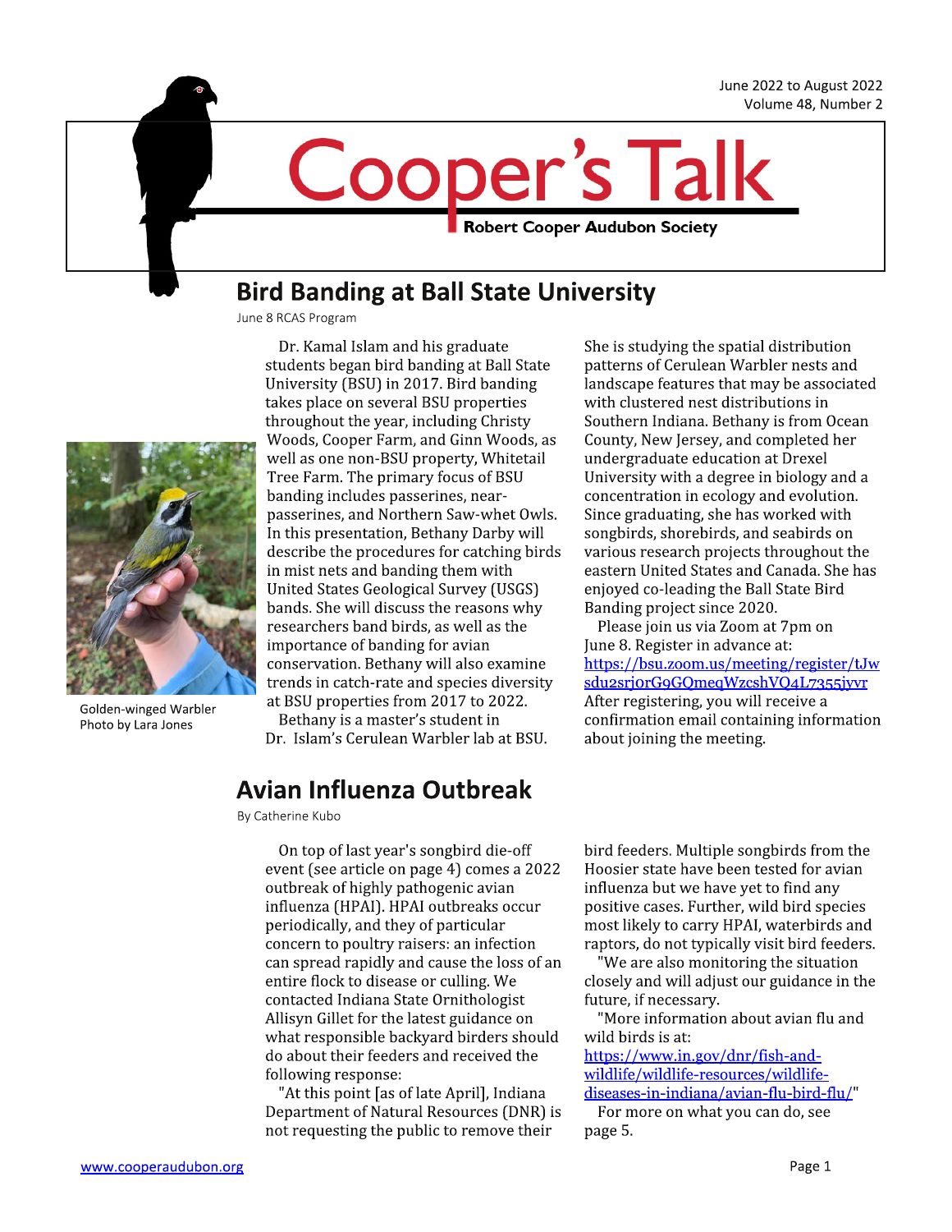June 2022 to August 2022
Volume 48, Number 2

# Cooper's Talk

**Robert Cooper Audubon Society**

## Bird Banding at Ball State University

June 8 RCAS Program

Golden-winged Warbler
Photo by Lara Jones

Dr. Kamal Islam and his graduate students began bird banding at Ball State University (BSU) in 2017. Bird banding takes place on several BSU properties throughout the year, including Christy Woods, Cooper Farm, and Ginn Woods, as well as one non-BSU property, Whitetail Tree Farm. The primary focus of BSU banding includes passerines, near-passerines, and Northern Saw-whet Owls. In this presentation, Bethany Darby will describe the procedures for catching birds in mist nets and banding them with United States Geological Survey (USGS) bands. She will discuss the reasons why researchers band birds, as well as the importance of banding for avian conservation. Bethany will also examine trends in catch-rate and species diversity at BSU properties from 2017 to 2022.

Bethany is a master's student in Dr. Islam's Cerulean Warbler lab at BSU. She is studying the spatial distribution patterns of Cerulean Warbler nests and landscape features that may be associated with clustered nest distributions in Southern Indiana. Bethany is from Ocean County, New Jersey, and completed her undergraduate education at Drexel University with a degree in biology and a concentration in ecology and evolution. Since graduating, she has worked with songbirds, shorebirds, and seabirds on various research projects throughout the eastern United States and Canada. She has enjoyed co-leading the Ball State Bird Banding project since 2020.

Please join us via Zoom at 7pm on June 8. Register in advance at: https://bsu.zoom.us/meeting/register/tJwsdu2srjorG9GQmeqWzcshVQ4L7355jyvr After registering, you will receive a confirmation email containing information about joining the meeting.

## Avian Influenza Outbreak

By Catherine Kubo

On top of last year's songbird die-off event (see article on page 4) comes a 2022 outbreak of highly pathogenic avian influenza (HPAI). HPAI outbreaks occur periodically, and they of particular concern to poultry raisers: an infection can spread rapidly and cause the loss of an entire flock to disease or culling. We contacted Indiana State Ornithologist Allisyn Gillet for the latest guidance on what responsible backyard birders should do about their feeders and received the following response:

"At this point [as of late April], Indiana Department of Natural Resources (DNR) is not requesting the public to remove their bird feeders. Multiple songbirds from the Hoosier state have been tested for avian influenza but we have yet to find any positive cases. Further, wild bird species most likely to carry HPAI, waterbirds and raptors, do not typically visit bird feeders.

"We are also monitoring the situation closely and will adjust our guidance in the future, if necessary.

"More information about avian flu and wild birds is at: https://www.in.gov/dnr/fish-and-wildlife/wildlife-resources/wildlife-diseases-in-indiana/avian-flu-bird-flu/"

For more on what you can do, see page 5.

www.cooperaudubon.org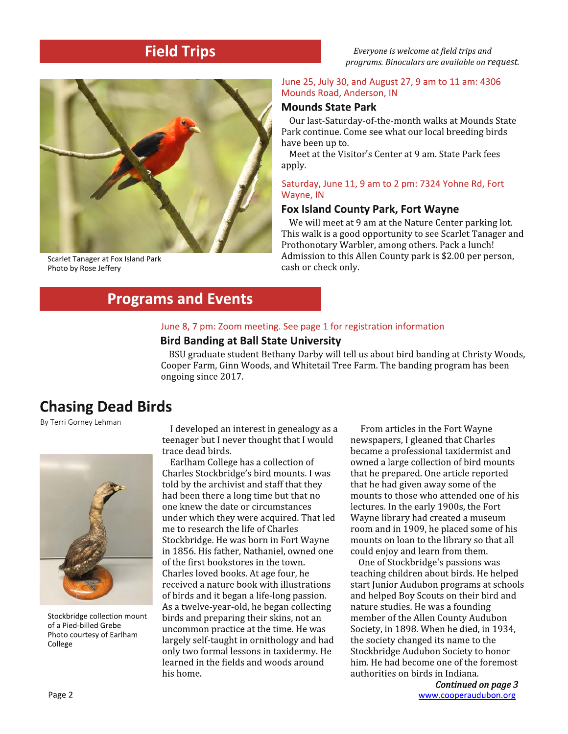## Field Trips

*Everyone is welcome at field trips and programs. Binoculars are available on request.*

Scarlet Tanager at Fox Island Park
Photo by Rose Jeffery

June 25, July 30, and August 27, 9 am to 11 am: 4306 Mounds Road, Anderson, IN

### Mounds State Park

Our last-Saturday-of-the-month walks at Mounds State Park continue. Come see what our local breeding birds have been up to.

Meet at the Visitor's Center at 9 am. State Park fees apply.

Saturday, June 11, 9 am to 2 pm: 7324 Yohne Rd, Fort Wayne, IN

### Fox Island County Park, Fort Wayne

We will meet at 9 am at the Nature Center parking lot. This walk is a good opportunity to see Scarlet Tanager and Prothonotary Warbler, among others. Pack a lunch! Admission to this Allen County park is $2.00 per person, cash or check only.

## Programs and Events

June 8, 7 pm: Zoom meeting. See page 1 for registration information

### Bird Banding at Ball State University

BSU graduate student Bethany Darby will tell us about bird banding at Christy Woods, Cooper Farm, Ginn Woods, and Whitetail Tree Farm. The banding program has been ongoing since 2017.

## Chasing Dead Birds

By Terri Gorney Lehman

Stockbridge collection mount of a Pied-billed Grebe
Photo courtesy of Earlham College

I developed an interest in genealogy as a teenager but I never thought that I would trace dead birds.

Earlham College has a collection of Charles Stockbridge's bird mounts. I was told by the archivist and staff that they had been there a long time but that no one knew the date or circumstances under which they were acquired. That led me to research the life of Charles Stockbridge. He was born in Fort Wayne in 1856. His father, Nathaniel, owned one of the first bookstores in the town. Charles loved books. At age four, he received a nature book with illustrations of birds and it began a life-long passion. As a twelve-year-old, he began collecting birds and preparing their skins, not an uncommon practice at the time. He was largely self-taught in ornithology and had only two formal lessons in taxidermy. He learned in the fields and woods around his home.

From articles in the Fort Wayne newspapers, I gleaned that Charles became a professional taxidermist and owned a large collection of bird mounts that he prepared. One article reported that he had given away some of the mounts to those who attended one of his lectures. In the early 1900s, the Fort Wayne library had created a museum room and in 1909, he placed some of his mounts on loan to the library so that all could enjoy and learn from them.

One of Stockbridge's passions was teaching children about birds. He helped start Junior Audubon programs at schools and helped Boy Scouts on their bird and nature studies. He was a founding member of the Allen County Audubon Society, in 1898. When he died, in 1934, the society changed its name to the Stockbridge Audubon Society to honor him. He had become one of the foremost authorities on birds in Indiana.

***Continued on page 3***

www.cooperaudubon.org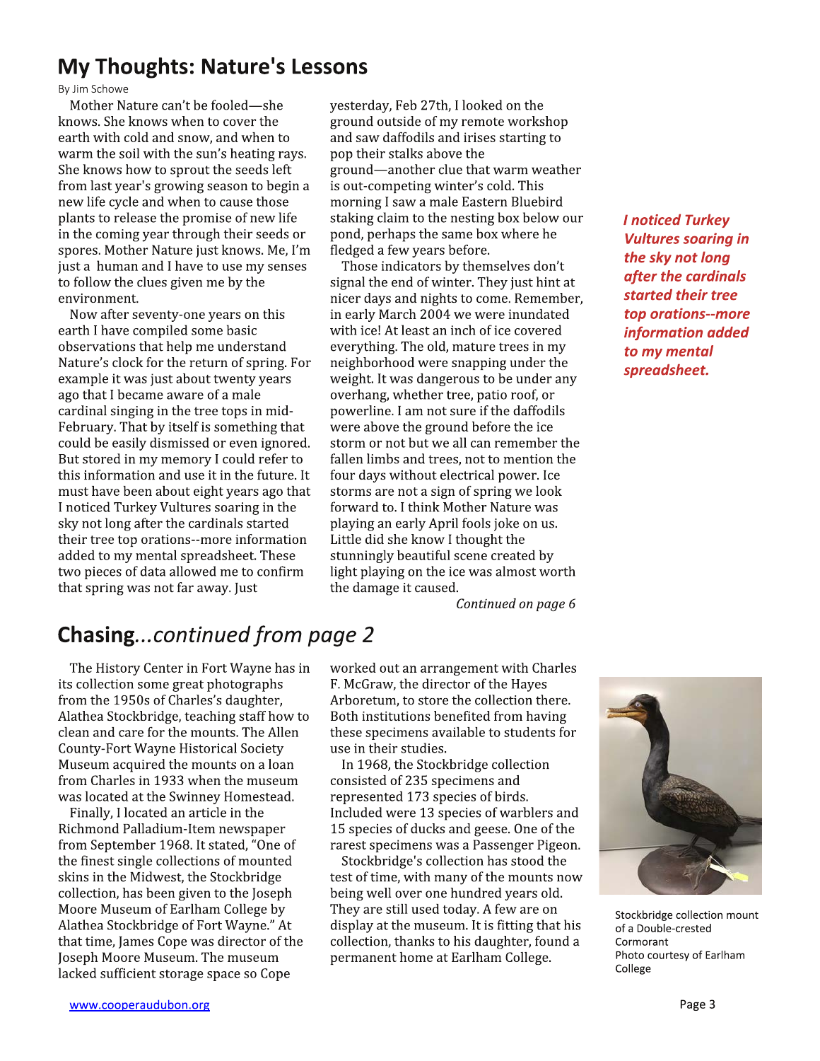## My Thoughts: Nature's Lessons

By Jim Schowe

Mother Nature can't be fooled—she knows. She knows when to cover the earth with cold and snow, and when to warm the soil with the sun's heating rays. She knows how to sprout the seeds left from last year's growing season to begin a new life cycle and when to cause those plants to release the promise of new life in the coming year through their seeds or spores. Mother Nature just knows. Me, I'm just a human and I have to use my senses to follow the clues given me by the environment.

Now after seventy-one years on this earth I have compiled some basic observations that help me understand Nature's clock for the return of spring. For example it was just about twenty years ago that I became aware of a male cardinal singing in the tree tops in mid-February. That by itself is something that could be easily dismissed or even ignored. But stored in my memory I could refer to this information and use it in the future. It must have been about eight years ago that I noticed Turkey Vultures soaring in the sky not long after the cardinals started their tree top orations--more information added to my mental spreadsheet. These two pieces of data allowed me to confirm that spring was not far away. Just yesterday, Feb 27th, I looked on the ground outside of my remote workshop and saw daffodils and irises starting to pop their stalks above the ground—another clue that warm weather is out-competing winter's cold. This morning I saw a male Eastern Bluebird staking claim to the nesting box below our pond, perhaps the same box where he fledged a few years before.

*I noticed Turkey Vultures soaring in the sky not long after the cardinals started their tree top orations--more information added to my mental spreadsheet.*

Those indicators by themselves don't signal the end of winter. They just hint at nicer days and nights to come. Remember, in early March 2004 we were inundated with ice! At least an inch of ice covered everything. The old, mature trees in my neighborhood were snapping under the weight. It was dangerous to be under any overhang, whether tree, patio roof, or powerline. I am not sure if the daffodils were above the ground before the ice storm or not but we all can remember the fallen limbs and trees, not to mention the four days without electrical power. Ice storms are not a sign of spring we look forward to. I think Mother Nature was playing an early April fools joke on us. Little did she know I thought the stunningly beautiful scene created by light playing on the ice was almost worth the damage it caused.

*Continued on page 6*

## Chasing*...continued from page 2*

The History Center in Fort Wayne has in its collection some great photographs from the 1950s of Charles's daughter, Alathea Stockbridge, teaching staff how to clean and care for the mounts. The Allen County-Fort Wayne Historical Society Museum acquired the mounts on a loan from Charles in 1933 when the museum was located at the Swinney Homestead.

Finally, I located an article in the Richmond Palladium-Item newspaper from September 1968. It stated, "One of the finest single collections of mounted skins in the Midwest, the Stockbridge collection, has been given to the Joseph Moore Museum of Earlham College by Alathea Stockbridge of Fort Wayne." At that time, James Cope was director of the Joseph Moore Museum. The museum lacked sufficient storage space so Cope worked out an arrangement with Charles F. McGraw, the director of the Hayes Arboretum, to store the collection there. Both institutions benefited from having these specimens available to students for use in their studies.

In 1968, the Stockbridge collection consisted of 235 specimens and represented 173 species of birds. Included were 13 species of warblers and 15 species of ducks and geese. One of the rarest specimens was a Passenger Pigeon.

Stockbridge's collection has stood the test of time, with many of the mounts now being well over one hundred years old. They are still used today. A few are on display at the museum. It is fitting that his collection, thanks to his daughter, found a permanent home at Earlham College.

Stockbridge collection mount of a Double-crested Cormorant
Photo courtesy of Earlham College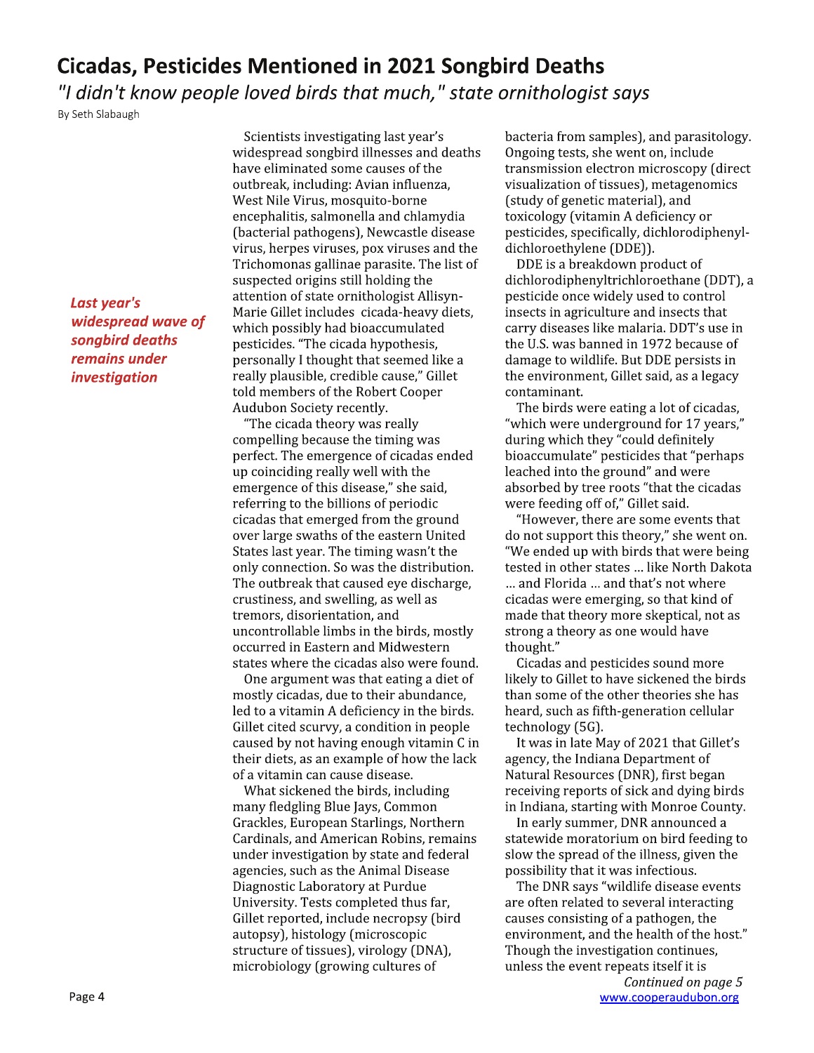# Cicadas, Pesticides Mentioned in 2021 Songbird Deaths

*"I didn't know people loved birds that much," state ornithologist says*

By Seth Slabaugh

***Last year's widespread wave of songbird deaths remains under investigation***

Scientists investigating last year's widespread songbird illnesses and deaths have eliminated some causes of the outbreak, including: Avian influenza, West Nile Virus, mosquito-borne encephalitis, salmonella and chlamydia (bacterial pathogens), Newcastle disease virus, herpes viruses, pox viruses and the Trichomonas gallinae parasite. The list of suspected origins still holding the attention of state ornithologist Allisyn-Marie Gillet includes cicada-heavy diets, which possibly had bioaccumulated pesticides. "The cicada hypothesis, personally I thought that seemed like a really plausible, credible cause," Gillet told members of the Robert Cooper Audubon Society recently.

"The cicada theory was really compelling because the timing was perfect. The emergence of cicadas ended up coinciding really well with the emergence of this disease," she said, referring to the billions of periodic cicadas that emerged from the ground over large swaths of the eastern United States last year. The timing wasn't the only connection. So was the distribution. The outbreak that caused eye discharge, crustiness, and swelling, as well as tremors, disorientation, and uncontrollable limbs in the birds, mostly occurred in Eastern and Midwestern states where the cicadas also were found.

One argument was that eating a diet of mostly cicadas, due to their abundance, led to a vitamin A deficiency in the birds. Gillet cited scurvy, a condition in people caused by not having enough vitamin C in their diets, as an example of how the lack of a vitamin can cause disease.

What sickened the birds, including many fledgling Blue Jays, Common Grackles, European Starlings, Northern Cardinals, and American Robins, remains under investigation by state and federal agencies, such as the Animal Disease Diagnostic Laboratory at Purdue University. Tests completed thus far, Gillet reported, include necropsy (bird autopsy), histology (microscopic structure of tissues), virology (DNA), microbiology (growing cultures of bacteria from samples), and parasitology. Ongoing tests, she went on, include transmission electron microscopy (direct visualization of tissues), metagenomics (study of genetic material), and toxicology (vitamin A deficiency or pesticides, specifically, dichlorodiphenyl-dichloroethylene (DDE)).

DDE is a breakdown product of dichlorodiphenyltrichloroethane (DDT), a pesticide once widely used to control insects in agriculture and insects that carry diseases like malaria. DDT's use in the U.S. was banned in 1972 because of damage to wildlife. But DDE persists in the environment, Gillet said, as a legacy contaminant.

The birds were eating a lot of cicadas, "which were underground for 17 years," during which they "could definitely bioaccumulate" pesticides that "perhaps leached into the ground" and were absorbed by tree roots "that the cicadas were feeding off of," Gillet said.

"However, there are some events that do not support this theory," she went on. "We ended up with birds that were being tested in other states ... like North Dakota ... and Florida ... and that's not where cicadas were emerging, so that kind of made that theory more skeptical, not as strong a theory as one would have thought."

Cicadas and pesticides sound more likely to Gillet to have sickened the birds than some of the other theories she has heard, such as fifth-generation cellular technology (5G).

It was in late May of 2021 that Gillet's agency, the Indiana Department of Natural Resources (DNR), first began receiving reports of sick and dying birds in Indiana, starting with Monroe County.

In early summer, DNR announced a statewide moratorium on bird feeding to slow the spread of the illness, given the possibility that it was infectious.

The DNR says "wildlife disease events are often related to several interacting causes consisting of a pathogen, the environment, and the health of the host." Though the investigation continues, unless the event repeats itself it is

*Continued on page 5*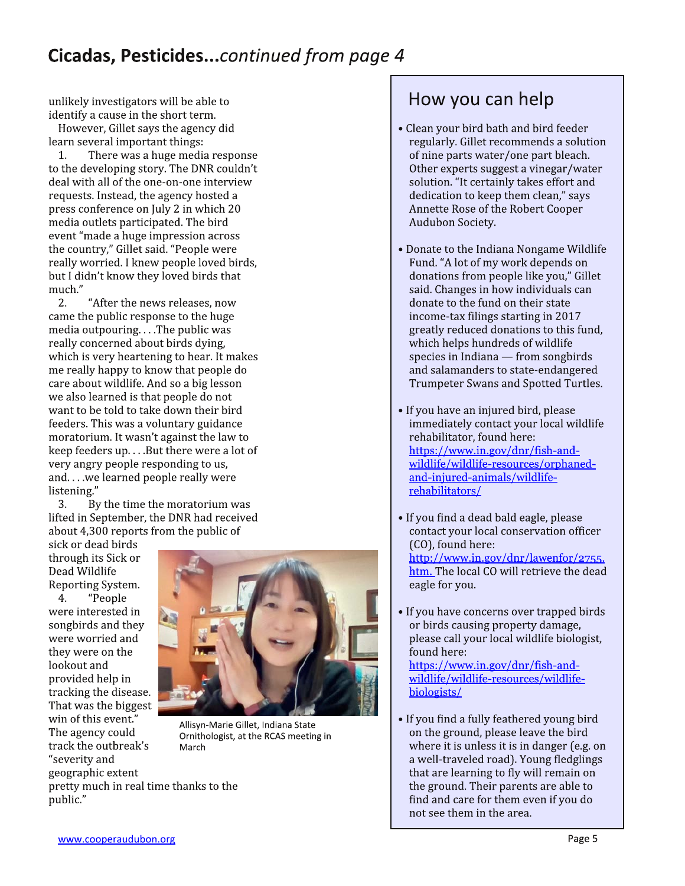## Cicadas, Pesticides...*continued from page 4*

unlikely investigators will be able to identify a cause in the short term.

However, Gillet says the agency did learn several important things:

1. There was a huge media response to the developing story. The DNR couldn't deal with all of the one-on-one interview requests. Instead, the agency hosted a press conference on July 2 in which 20 media outlets participated. The bird event "made a huge impression across the country," Gillet said. "People were really worried. I knew people loved birds, but I didn't know they loved birds that much."

2. "After the news releases, now came the public response to the huge media outpouring. . . .The public was really concerned about birds dying, which is very heartening to hear. It makes me really happy to know that people do care about wildlife. And so a big lesson we also learned is that people do not want to be told to take down their bird feeders. This was a voluntary guidance moratorium. It wasn't against the law to keep feeders up. . . .But there were a lot of very angry people responding to us, and. . . .we learned people really were listening."

3. By the time the moratorium was lifted in September, the DNR had received about 4,300 reports from the public of sick or dead birds through its Sick or Dead Wildlife Reporting System.

4. "People were interested in songbirds and they were worried and they were on the lookout and provided help in tracking the disease. That was the biggest win of this event." The agency could track the outbreak's "severity and geographic extent pretty much in real time thanks to the public."

Allisyn-Marie Gillet, Indiana State Ornithologist, at the RCAS meeting in March

### How you can help

- Clean your bird bath and bird feeder regularly. Gillet recommends a solution of nine parts water/one part bleach. Other experts suggest a vinegar/water solution. "It certainly takes effort and dedication to keep them clean," says Annette Rose of the Robert Cooper Audubon Society.

- Donate to the Indiana Nongame Wildlife Fund. "A lot of my work depends on donations from people like you," Gillet said. Changes in how individuals can donate to the fund on their state income-tax filings starting in 2017 greatly reduced donations to this fund, which helps hundreds of wildlife species in Indiana — from songbirds and salamanders to state-endangered Trumpeter Swans and Spotted Turtles.

- If you have an injured bird, please immediately contact your local wildlife rehabilitator, found here: https://www.in.gov/dnr/fish-and-wildlife/wildlife-resources/orphaned-and-injured-animals/wildlife-rehabilitators/

- If you find a dead bald eagle, please contact your local conservation officer (CO), found here: http://www.in.gov/dnr/lawenfor/2755.htm. The local CO will retrieve the dead eagle for you.

- If you have concerns over trapped birds or birds causing property damage, please call your local wildlife biologist, found here: https://www.in.gov/dnr/fish-and-wildlife/wildlife-resources/wildlife-biologists/

- If you find a fully feathered young bird on the ground, please leave the bird where it is unless it is in danger (e.g. on a well-traveled road). Young fledglings that are learning to fly will remain on the ground. Their parents are able to find and care for them even if you do not see them in the area.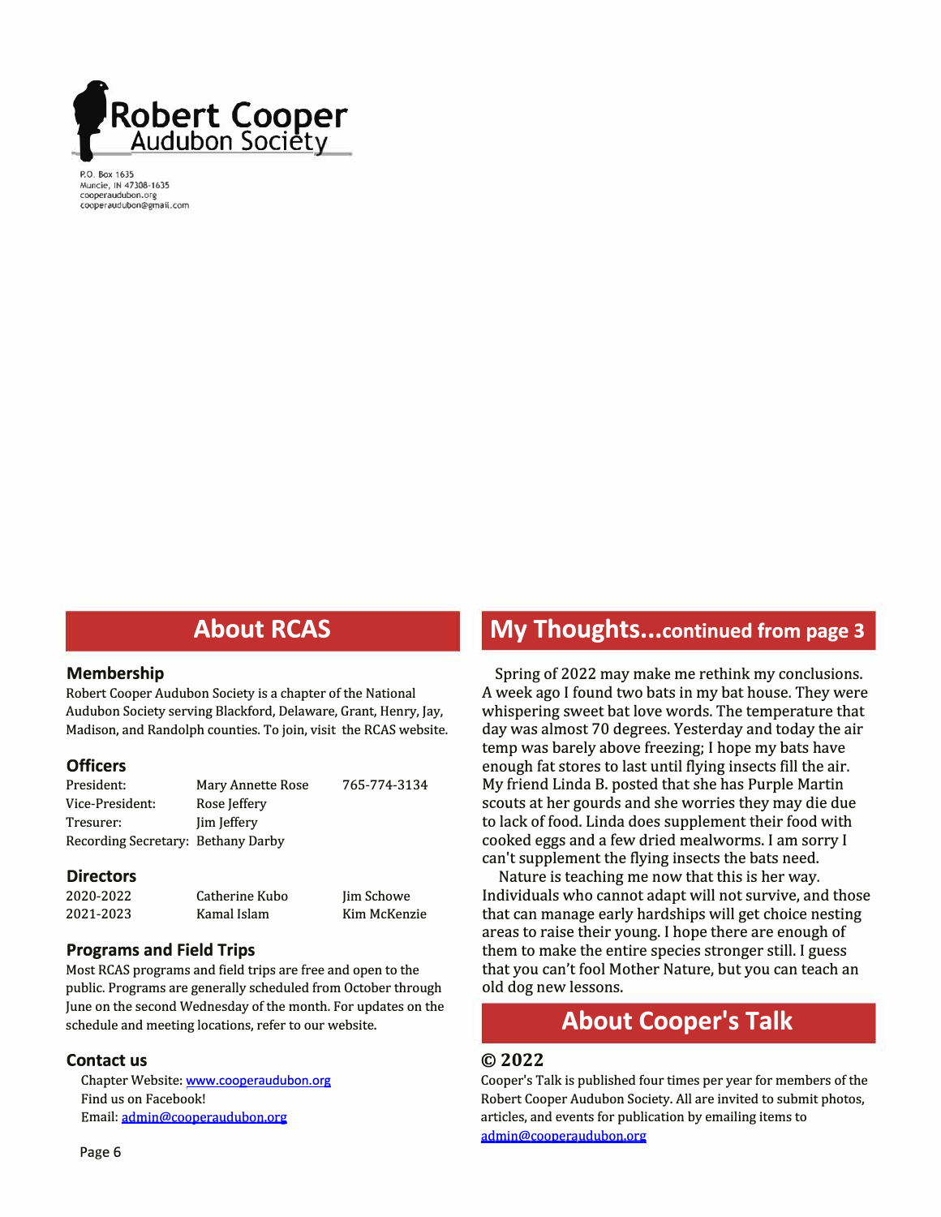# Robert Cooper Audubon Society

P.O. Box 1635
Muncie, IN 47308-1635
cooperaudubon.org
cooperaudubon@gmail.com

## About RCAS

### Membership

Robert Cooper Audubon Society is a chapter of the National Audubon Society serving Blackford, Delaware, Grant, Henry, Jay, Madison, and Randolph counties. To join, visit the RCAS website.

### Officers

| | | |
|---|---|---|
| President: | Mary Annette Rose | 765-774-3134 |
| Vice-President: | Rose Jeffery | |
| Tresurer: | Jim Jeffery | |
| Recording Secretary: | Bethany Darby | |

### Directors

| | | |
|---|---|---|
| 2020-2022 | Catherine Kubo | Jim Schowe |
| 2021-2023 | Kamal Islam | Kim McKenzie |

### Programs and Field Trips

Most RCAS programs and field trips are free and open to the public. Programs are generally scheduled from October through June on the second Wednesday of the month. For updates on the schedule and meeting locations, refer to our website.

### Contact us

Chapter Website: www.cooperaudubon.org
Find us on Facebook!
Email: admin@cooperaudubon.org

## My Thoughts...continued from page 3

Spring of 2022 may make me rethink my conclusions. A week ago I found two bats in my bat house. They were whispering sweet bat love words. The temperature that day was almost 70 degrees. Yesterday and today the air temp was barely above freezing; I hope my bats have enough fat stores to last until flying insects fill the air. My friend Linda B. posted that she has Purple Martin scouts at her gourds and she worries they may die due to lack of food. Linda does supplement their food with cooked eggs and a few dried mealworms. I am sorry I can't supplement the flying insects the bats need.

Nature is teaching me now that this is her way. Individuals who cannot adapt will not survive, and those that can manage early hardships will get choice nesting areas to raise their young. I hope there are enough of them to make the entire species stronger still. I guess that you can't fool Mother Nature, but you can teach an old dog new lessons.

## About Cooper's Talk

### © 2022

Cooper's Talk is published four times per year for members of the Robert Cooper Audubon Society. All are invited to submit photos, articles, and events for publication by emailing items to admin@cooperaudubon.org